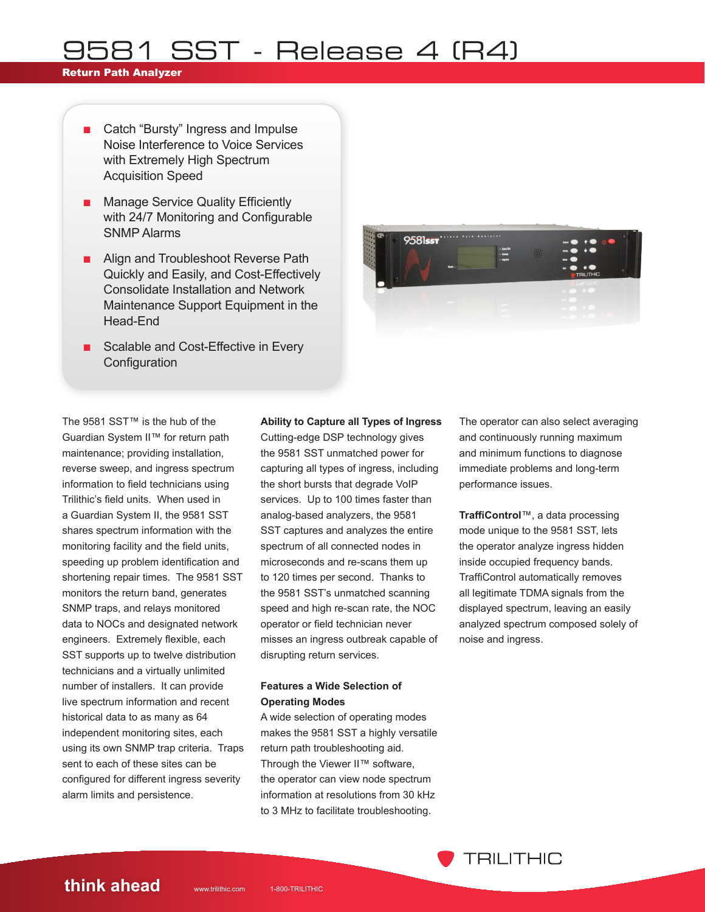# 9581 SST - Release 4 (R4)

**Return Path Analyzer**

- Catch "Bursty" Ingress and Impulse Noise Interference to Voice Services with Extremely High Spectrum Acquisition Speed
- Manage Service Quality Efficiently with 24/7 Monitoring and Configurable SNMP Alarms
- Align and Troubleshoot Reverse Path Quickly and Easily, and Cost-Effectively Consolidate Installation and Network Maintenance Support Equipment in the Head-End
- Scalable and Cost-Effective in Every Configuration

The 9581 SST™ is the hub of the Guardian System II™ for return path maintenance; providing installation, reverse sweep, and ingress spectrum information to field technicians using Trilithic's field units. When used in a Guardian System II, the 9581 SST shares spectrum information with the monitoring facility and the field units, speeding up problem identification and shortening repair times. The 9581 SST monitors the return band, generates SNMP traps, and relays monitored data to NOCs and designated network engineers. Extremely flexible, each SST supports up to twelve distribution technicians and a virtually unlimited number of installers. It can provide live spectrum information and recent historical data to as many as 64 independent monitoring sites, each using its own SNMP trap criteria. Traps sent to each of these sites can be configured for different ingress severity alarm limits and persistence.

**Ability to Capture all Types of Ingress**
Cutting-edge DSP technology gives the 9581 SST unmatched power for capturing all types of ingress, including the short bursts that degrade VoIP services. Up to 100 times faster than analog-based analyzers, the 9581 SST captures and analyzes the entire spectrum of all connected nodes in microseconds and re-scans them up to 120 times per second. Thanks to the 9581 SST's unmatched scanning speed and high re-scan rate, the NOC operator or field technician never misses an ingress outbreak capable of disrupting return services.

**Features a Wide Selection of Operating Modes**
A wide selection of operating modes makes the 9581 SST a highly versatile return path troubleshooting aid. Through the Viewer II™ software, the operator can view node spectrum information at resolutions from 30 kHz to 3 MHz to facilitate troubleshooting.

The operator can also select averaging and continuously running maximum and minimum functions to diagnose immediate problems and long-term performance issues.

**TraffiControl**™, a data processing mode unique to the 9581 SST, lets the operator analyze ingress hidden inside occupied frequency bands. TraffiControl automatically removes all legitimate TDMA signals from the displayed spectrum, leaving an easily analyzed spectrum composed solely of noise and ingress.

TRILITHIC

think ahead www.trilithic.com 1-800-TRILITHIC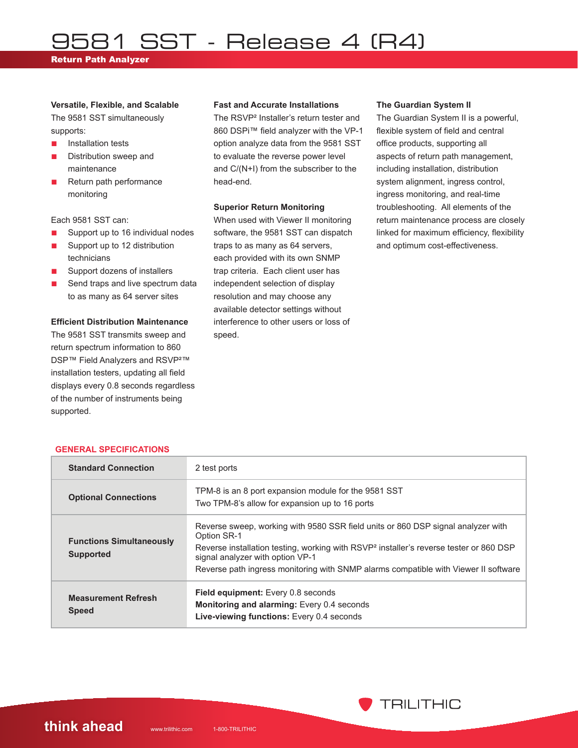# 9581 SST - Release 4 (R4)

**Return Path Analyzer**

### Versatile, Flexible, and Scalable

The 9581 SST simultaneously supports:

- Installation tests
- Distribution sweep and maintenance
- Return path performance monitoring

Each 9581 SST can:

- Support up to 16 individual nodes
- Support up to 12 distribution technicians
- Support dozens of installers
- Send traps and live spectrum data to as many as 64 server sites

### Efficient Distribution Maintenance

The 9581 SST transmits sweep and return spectrum information to 860 DSP™ Field Analyzers and RSVP²™ installation testers, updating all field displays every 0.8 seconds regardless of the number of instruments being supported.

### Fast and Accurate Installations

The RSVP² Installer's return tester and 860 DSPi™ field analyzer with the VP-1 option analyze data from the 9581 SST to evaluate the reverse power level and C/(N+I) from the subscriber to the head-end.

### Superior Return Monitoring

When used with Viewer II monitoring software, the 9581 SST can dispatch traps to as many as 64 servers, each provided with its own SNMP trap criteria. Each client user has independent selection of display resolution and may choose any available detector settings without interference to other users or loss of speed.

### The Guardian System II

The Guardian System II is a powerful, flexible system of field and central office products, supporting all aspects of return path management, including installation, distribution system alignment, ingress control, ingress monitoring, and real-time troubleshooting. All elements of the return maintenance process are closely linked for maximum efficiency, flexibility and optimum cost-effectiveness.

## GENERAL SPECIFICATIONS

| | |
|---|---|
| **Standard Connection** | 2 test ports |
| **Optional Connections** | TPM-8 is an 8 port expansion module for the 9581 SST<br>Two TPM-8's allow for expansion up to 16 ports |
| **Functions Simultaneously Supported** | Reverse sweep, working with 9580 SSR field units or 860 DSP signal analyzer with Option SR-1<br>Reverse installation testing, working with RSVP² installer's reverse tester or 860 DSP signal analyzer with option VP-1<br>Reverse path ingress monitoring with SNMP alarms compatible with Viewer II software |
| **Measurement Refresh Speed** | **Field equipment:** Every 0.8 seconds<br>**Monitoring and alarming:** Every 0.4 seconds<br>**Live-viewing functions:** Every 0.4 seconds |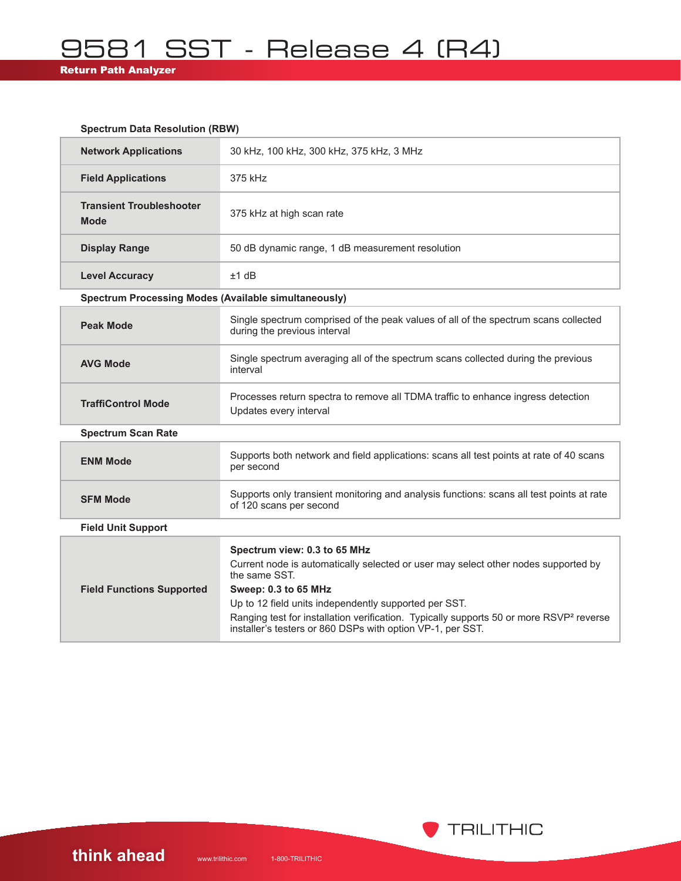### Spectrum Data Resolution (RBW)

| | |
|---|---|
| **Network Applications** | 30 kHz, 100 kHz, 300 kHz, 375 kHz, 3 MHz |
| **Field Applications** | 375 kHz |
| **Transient Troubleshooter Mode** | 375 kHz at high scan rate |
| **Display Range** | 50 dB dynamic range, 1 dB measurement resolution |
| **Level Accuracy** | ±1 dB |

### Spectrum Processing Modes (Available simultaneously)

| | |
|---|---|
| **Peak Mode** | Single spectrum comprised of the peak values of all of the spectrum scans collected during the previous interval |
| **AVG Mode** | Single spectrum averaging all of the spectrum scans collected during the previous interval |
| **TraffiControl Mode** | Processes return spectra to remove all TDMA traffic to enhance ingress detection<br>Updates every interval |

### Spectrum Scan Rate

| | |
|---|---|
| **ENM Mode** | Supports both network and field applications: scans all test points at rate of 40 scans per second |
| **SFM Mode** | Supports only transient monitoring and analysis functions: scans all test points at rate of 120 scans per second |

### Field Unit Support

| | |
|---|---|
| **Field Functions Supported** | **Spectrum view: 0.3 to 65 MHz**<br>Current node is automatically selected or user may select other nodes supported by the same SST.<br>**Sweep: 0.3 to 65 MHz**<br>Up to 12 field units independently supported per SST.<br>Ranging test for installation verification. Typically supports 50 or more RSVP² reverse installer's testers or 860 DSPs with option VP-1, per SST. |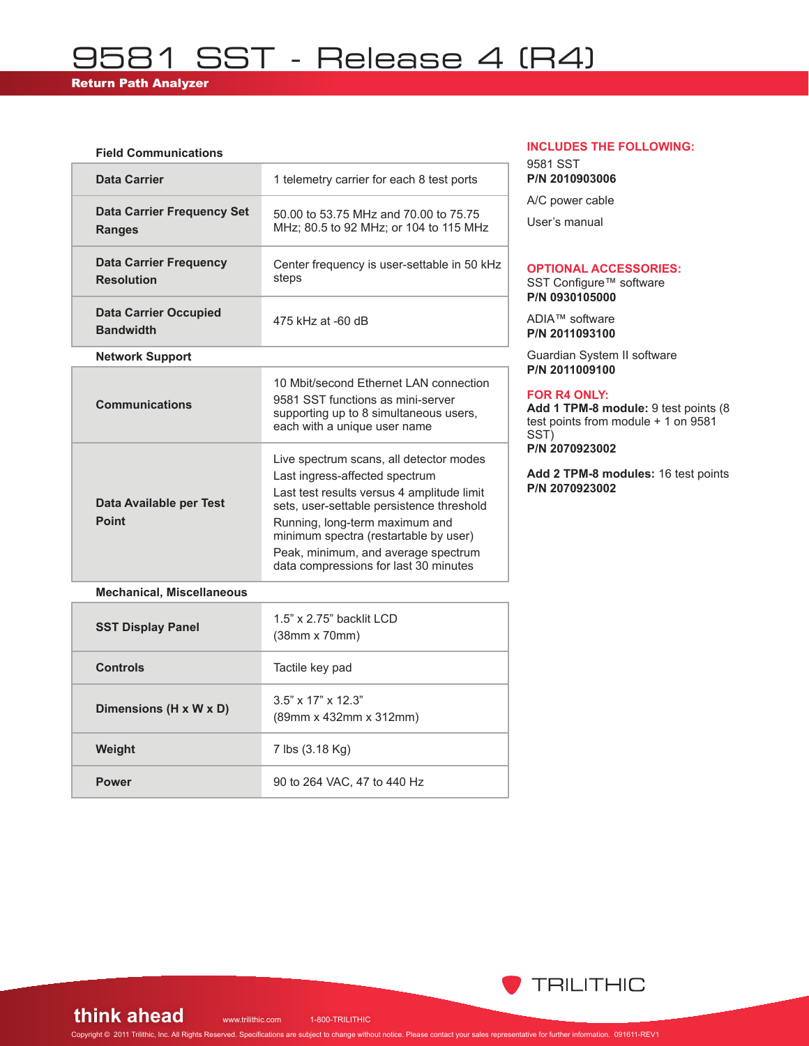# 9581 SST - Release 4 (R4)

**Return Path Analyzer**

### Field Communications

| | |
|---|---|
| **Data Carrier** | 1 telemetry carrier for each 8 test ports |
| **Data Carrier Frequency Set Ranges** | 50.00 to 53.75 MHz and 70.00 to 75.75 MHz; 80.5 to 92 MHz; or 104 to 115 MHz |
| **Data Carrier Frequency Resolution** | Center frequency is user-settable in 50 kHz steps |
| **Data Carrier Occupied Bandwidth** | 475 kHz at -60 dB |

### Network Support

| | |
|---|---|
| **Communications** | 10 Mbit/second Ethernet LAN connection<br>9581 SST functions as mini-server supporting up to 8 simultaneous users, each with a unique user name |
| **Data Available per Test Point** | Live spectrum scans, all detector modes<br>Last ingress-affected spectrum<br>Last test results versus 4 amplitude limit sets, user-settable persistence threshold<br>Running, long-term maximum and minimum spectra (restartable by user)<br>Peak, minimum, and average spectrum data compressions for last 30 minutes |

### Mechanical, Miscellaneous

| | |
|---|---|
| **SST Display Panel** | 1.5" x 2.75" backlit LCD<br>(38mm x 70mm) |
| **Controls** | Tactile key pad |
| **Dimensions (H x W x D)** | 3.5" x 17" x 12.3"<br>(89mm x 432mm x 312mm) |
| **Weight** | 7 lbs (3.18 Kg) |
| **Power** | 90 to 264 VAC, 47 to 440 Hz |

### INCLUDES THE FOLLOWING:

9581 SST
**P/N 2010903006**

A/C power cable

User's manual

### OPTIONAL ACCESSORIES:

SST Configure™ software
**P/N 0930105000**

ADIA™ software
**P/N 2011093100**

Guardian System II software
**P/N 2011009100**

### FOR R4 ONLY:

**Add 1 TPM-8 module:** 9 test points (8 test points from module + 1 on 9581 SST)
**P/N 2070923002**

**Add 2 TPM-8 modules:** 16 test points
**P/N 2070923002**

TRILITHIC

think ahead www.trilithic.com 1-800-TRILITHIC

Copyright © 2011 Trilithic, Inc. All Rights Reserved. Specifications are subject to change without notice. Please contact your sales representative for further information. 091611-REV1